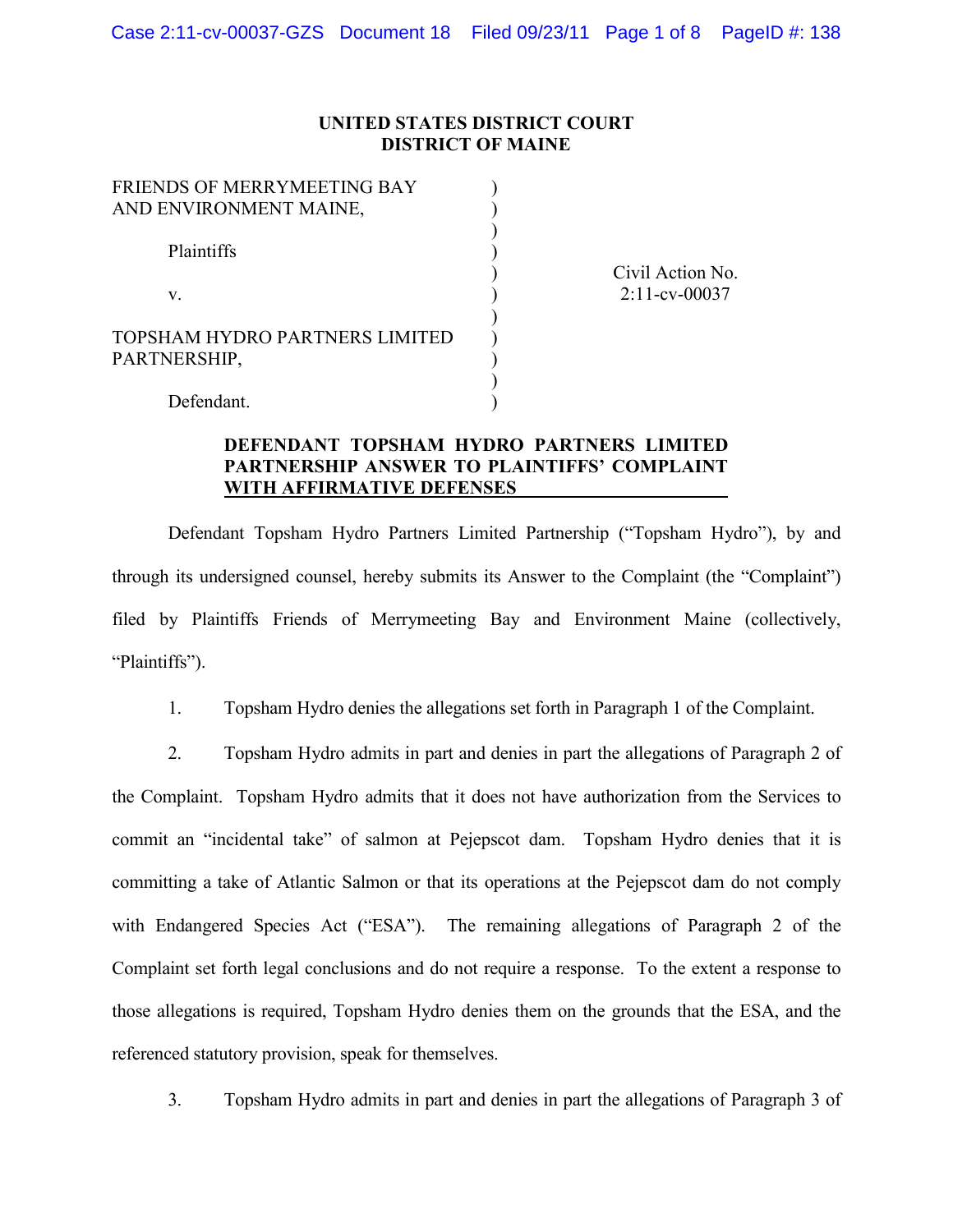**UNITED STATES DISTRICT COURT**
**DISTRICT OF MAINE**

| | | |
|---|---|---|
| FRIENDS OF MERRYMEETING BAY AND ENVIRONMENT MAINE, | ) | |
| | ) | |
| Plaintiffs | ) | |
| | ) | Civil Action No. |
| v. | ) | 2:11-cv-00037 |
| | ) | |
| TOPSHAM HYDRO PARTNERS LIMITED PARTNERSHIP, | ) | |
| | ) | |
| Defendant. | ) | |

**DEFENDANT TOPSHAM HYDRO PARTNERS LIMITED PARTNERSHIP ANSWER TO PLAINTIFFS' COMPLAINT WITH AFFIRMATIVE DEFENSES**

Defendant Topsham Hydro Partners Limited Partnership ("Topsham Hydro"), by and through its undersigned counsel, hereby submits its Answer to the Complaint (the "Complaint") filed by Plaintiffs Friends of Merrymeeting Bay and Environment Maine (collectively, "Plaintiffs").

1. Topsham Hydro denies the allegations set forth in Paragraph 1 of the Complaint.

2. Topsham Hydro admits in part and denies in part the allegations of Paragraph 2 of the Complaint. Topsham Hydro admits that it does not have authorization from the Services to commit an "incidental take" of salmon at Pejepscot dam. Topsham Hydro denies that it is committing a take of Atlantic Salmon or that its operations at the Pejepscot dam do not comply with Endangered Species Act ("ESA"). The remaining allegations of Paragraph 2 of the Complaint set forth legal conclusions and do not require a response. To the extent a response to those allegations is required, Topsham Hydro denies them on the grounds that the ESA, and the referenced statutory provision, speak for themselves.

3. Topsham Hydro admits in part and denies in part the allegations of Paragraph 3 of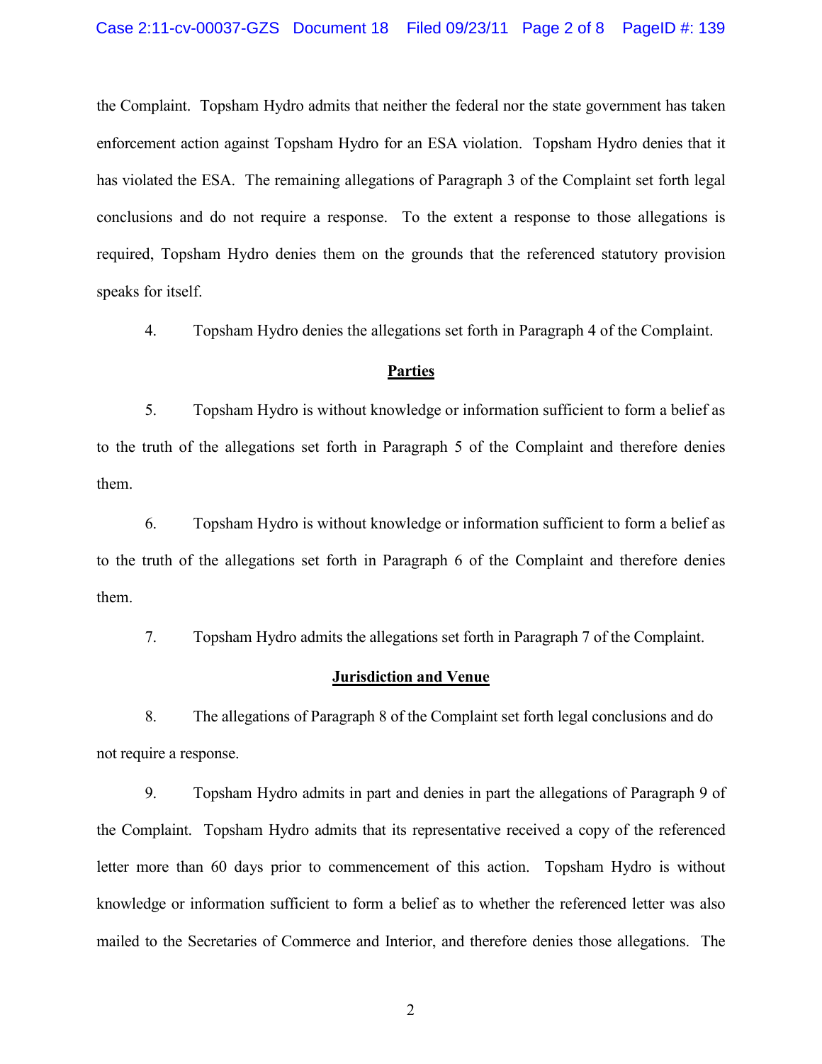the Complaint. Topsham Hydro admits that neither the federal nor the state government has taken enforcement action against Topsham Hydro for an ESA violation. Topsham Hydro denies that it has violated the ESA. The remaining allegations of Paragraph 3 of the Complaint set forth legal conclusions and do not require a response. To the extent a response to those allegations is required, Topsham Hydro denies them on the grounds that the referenced statutory provision speaks for itself.

4. Topsham Hydro denies the allegations set forth in Paragraph 4 of the Complaint.

**Parties**

5. Topsham Hydro is without knowledge or information sufficient to form a belief as to the truth of the allegations set forth in Paragraph 5 of the Complaint and therefore denies them.

6. Topsham Hydro is without knowledge or information sufficient to form a belief as to the truth of the allegations set forth in Paragraph 6 of the Complaint and therefore denies them.

7. Topsham Hydro admits the allegations set forth in Paragraph 7 of the Complaint.

**Jurisdiction and Venue**

8. The allegations of Paragraph 8 of the Complaint set forth legal conclusions and do not require a response.

9. Topsham Hydro admits in part and denies in part the allegations of Paragraph 9 of the Complaint. Topsham Hydro admits that its representative received a copy of the referenced letter more than 60 days prior to commencement of this action. Topsham Hydro is without knowledge or information sufficient to form a belief as to whether the referenced letter was also mailed to the Secretaries of Commerce and Interior, and therefore denies those allegations. The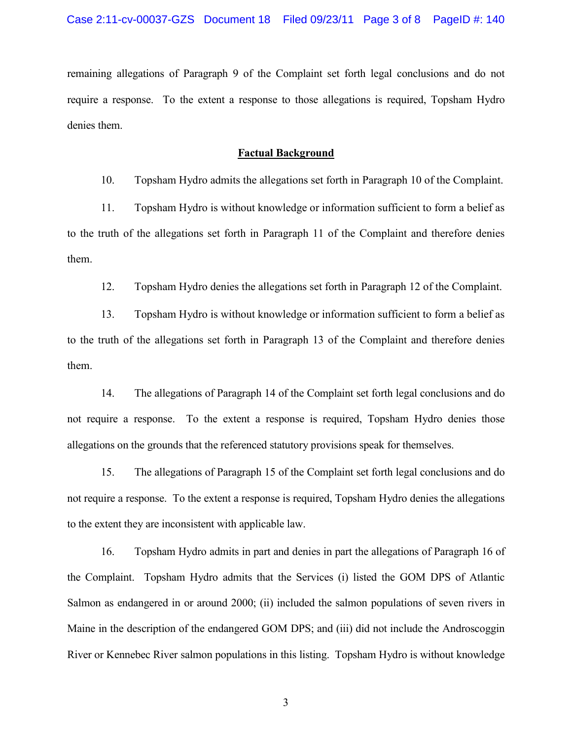remaining allegations of Paragraph 9 of the Complaint set forth legal conclusions and do not require a response. To the extent a response to those allegations is required, Topsham Hydro denies them.

**Factual Background**

10. Topsham Hydro admits the allegations set forth in Paragraph 10 of the Complaint.

11. Topsham Hydro is without knowledge or information sufficient to form a belief as to the truth of the allegations set forth in Paragraph 11 of the Complaint and therefore denies them.

12. Topsham Hydro denies the allegations set forth in Paragraph 12 of the Complaint.

13. Topsham Hydro is without knowledge or information sufficient to form a belief as to the truth of the allegations set forth in Paragraph 13 of the Complaint and therefore denies them.

14. The allegations of Paragraph 14 of the Complaint set forth legal conclusions and do not require a response. To the extent a response is required, Topsham Hydro denies those allegations on the grounds that the referenced statutory provisions speak for themselves.

15. The allegations of Paragraph 15 of the Complaint set forth legal conclusions and do not require a response. To the extent a response is required, Topsham Hydro denies the allegations to the extent they are inconsistent with applicable law.

16. Topsham Hydro admits in part and denies in part the allegations of Paragraph 16 of the Complaint. Topsham Hydro admits that the Services (i) listed the GOM DPS of Atlantic Salmon as endangered in or around 2000; (ii) included the salmon populations of seven rivers in Maine in the description of the endangered GOM DPS; and (iii) did not include the Androscoggin River or Kennebec River salmon populations in this listing. Topsham Hydro is without knowledge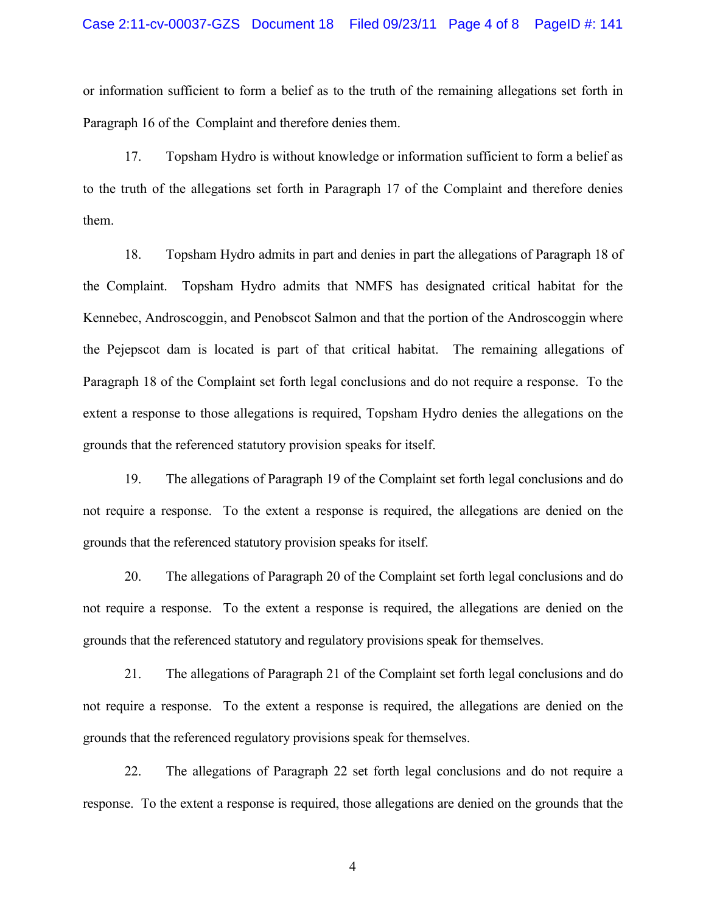or information sufficient to form a belief as to the truth of the remaining allegations set forth in Paragraph 16 of the Complaint and therefore denies them.

17. Topsham Hydro is without knowledge or information sufficient to form a belief as to the truth of the allegations set forth in Paragraph 17 of the Complaint and therefore denies them.

18. Topsham Hydro admits in part and denies in part the allegations of Paragraph 18 of the Complaint. Topsham Hydro admits that NMFS has designated critical habitat for the Kennebec, Androscoggin, and Penobscot Salmon and that the portion of the Androscoggin where the Pejepscot dam is located is part of that critical habitat. The remaining allegations of Paragraph 18 of the Complaint set forth legal conclusions and do not require a response. To the extent a response to those allegations is required, Topsham Hydro denies the allegations on the grounds that the referenced statutory provision speaks for itself.

19. The allegations of Paragraph 19 of the Complaint set forth legal conclusions and do not require a response. To the extent a response is required, the allegations are denied on the grounds that the referenced statutory provision speaks for itself.

20. The allegations of Paragraph 20 of the Complaint set forth legal conclusions and do not require a response. To the extent a response is required, the allegations are denied on the grounds that the referenced statutory and regulatory provisions speak for themselves.

21. The allegations of Paragraph 21 of the Complaint set forth legal conclusions and do not require a response. To the extent a response is required, the allegations are denied on the grounds that the referenced regulatory provisions speak for themselves.

22. The allegations of Paragraph 22 set forth legal conclusions and do not require a response. To the extent a response is required, those allegations are denied on the grounds that the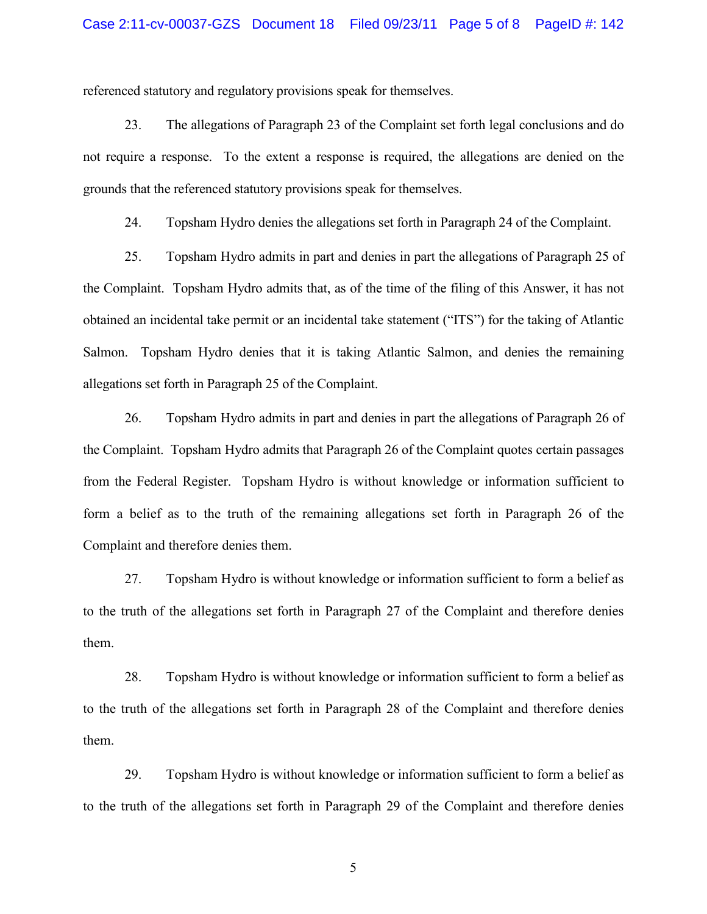referenced statutory and regulatory provisions speak for themselves.

23. The allegations of Paragraph 23 of the Complaint set forth legal conclusions and do not require a response. To the extent a response is required, the allegations are denied on the grounds that the referenced statutory provisions speak for themselves.

24. Topsham Hydro denies the allegations set forth in Paragraph 24 of the Complaint.

25. Topsham Hydro admits in part and denies in part the allegations of Paragraph 25 of the Complaint. Topsham Hydro admits that, as of the time of the filing of this Answer, it has not obtained an incidental take permit or an incidental take statement ("ITS") for the taking of Atlantic Salmon. Topsham Hydro denies that it is taking Atlantic Salmon, and denies the remaining allegations set forth in Paragraph 25 of the Complaint.

26. Topsham Hydro admits in part and denies in part the allegations of Paragraph 26 of the Complaint. Topsham Hydro admits that Paragraph 26 of the Complaint quotes certain passages from the Federal Register. Topsham Hydro is without knowledge or information sufficient to form a belief as to the truth of the remaining allegations set forth in Paragraph 26 of the Complaint and therefore denies them.

27. Topsham Hydro is without knowledge or information sufficient to form a belief as to the truth of the allegations set forth in Paragraph 27 of the Complaint and therefore denies them.

28. Topsham Hydro is without knowledge or information sufficient to form a belief as to the truth of the allegations set forth in Paragraph 28 of the Complaint and therefore denies them.

29. Topsham Hydro is without knowledge or information sufficient to form a belief as to the truth of the allegations set forth in Paragraph 29 of the Complaint and therefore denies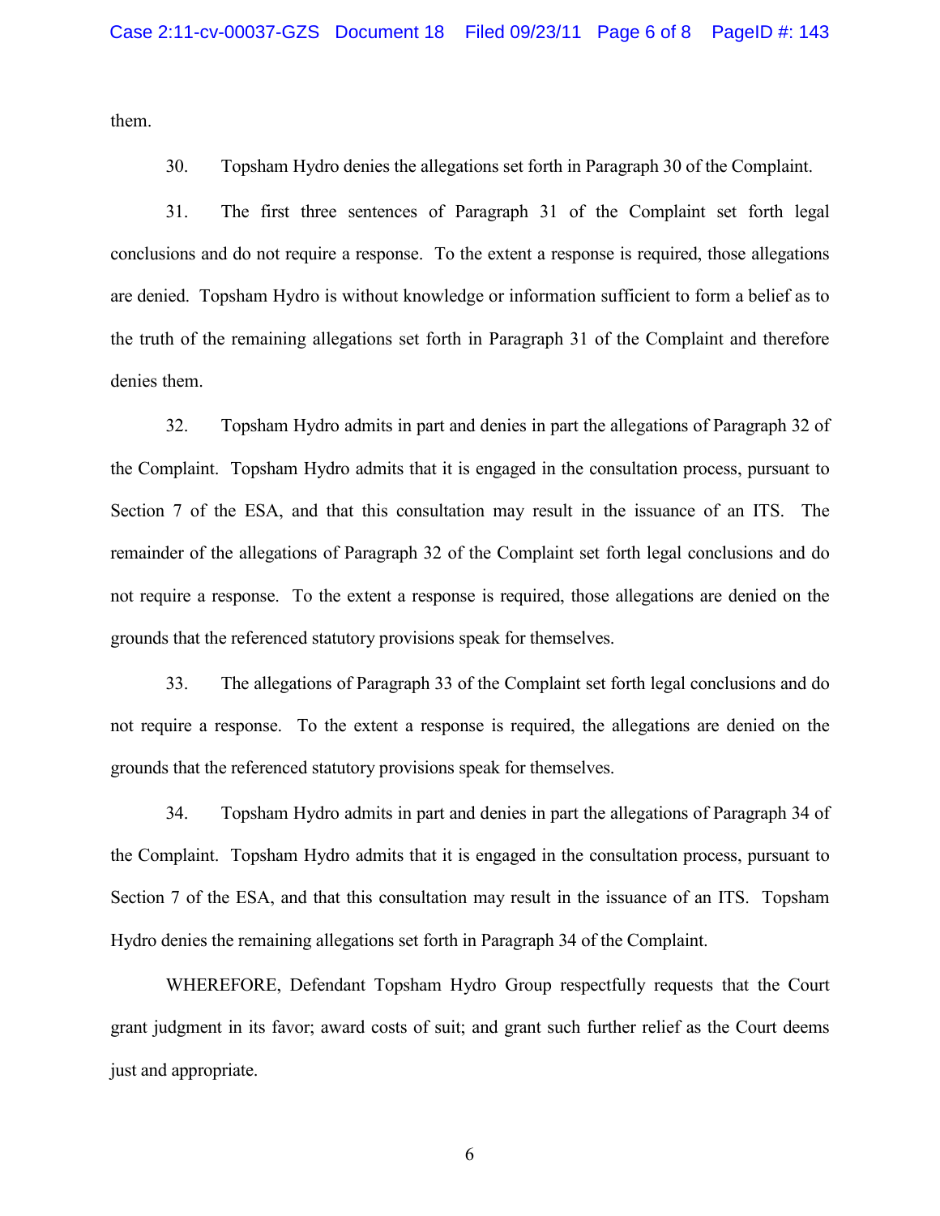them.

30. Topsham Hydro denies the allegations set forth in Paragraph 30 of the Complaint.

31. The first three sentences of Paragraph 31 of the Complaint set forth legal conclusions and do not require a response. To the extent a response is required, those allegations are denied. Topsham Hydro is without knowledge or information sufficient to form a belief as to the truth of the remaining allegations set forth in Paragraph 31 of the Complaint and therefore denies them.

32. Topsham Hydro admits in part and denies in part the allegations of Paragraph 32 of the Complaint. Topsham Hydro admits that it is engaged in the consultation process, pursuant to Section 7 of the ESA, and that this consultation may result in the issuance of an ITS. The remainder of the allegations of Paragraph 32 of the Complaint set forth legal conclusions and do not require a response. To the extent a response is required, those allegations are denied on the grounds that the referenced statutory provisions speak for themselves.

33. The allegations of Paragraph 33 of the Complaint set forth legal conclusions and do not require a response. To the extent a response is required, the allegations are denied on the grounds that the referenced statutory provisions speak for themselves.

34. Topsham Hydro admits in part and denies in part the allegations of Paragraph 34 of the Complaint. Topsham Hydro admits that it is engaged in the consultation process, pursuant to Section 7 of the ESA, and that this consultation may result in the issuance of an ITS. Topsham Hydro denies the remaining allegations set forth in Paragraph 34 of the Complaint.

WHEREFORE, Defendant Topsham Hydro Group respectfully requests that the Court grant judgment in its favor; award costs of suit; and grant such further relief as the Court deems just and appropriate.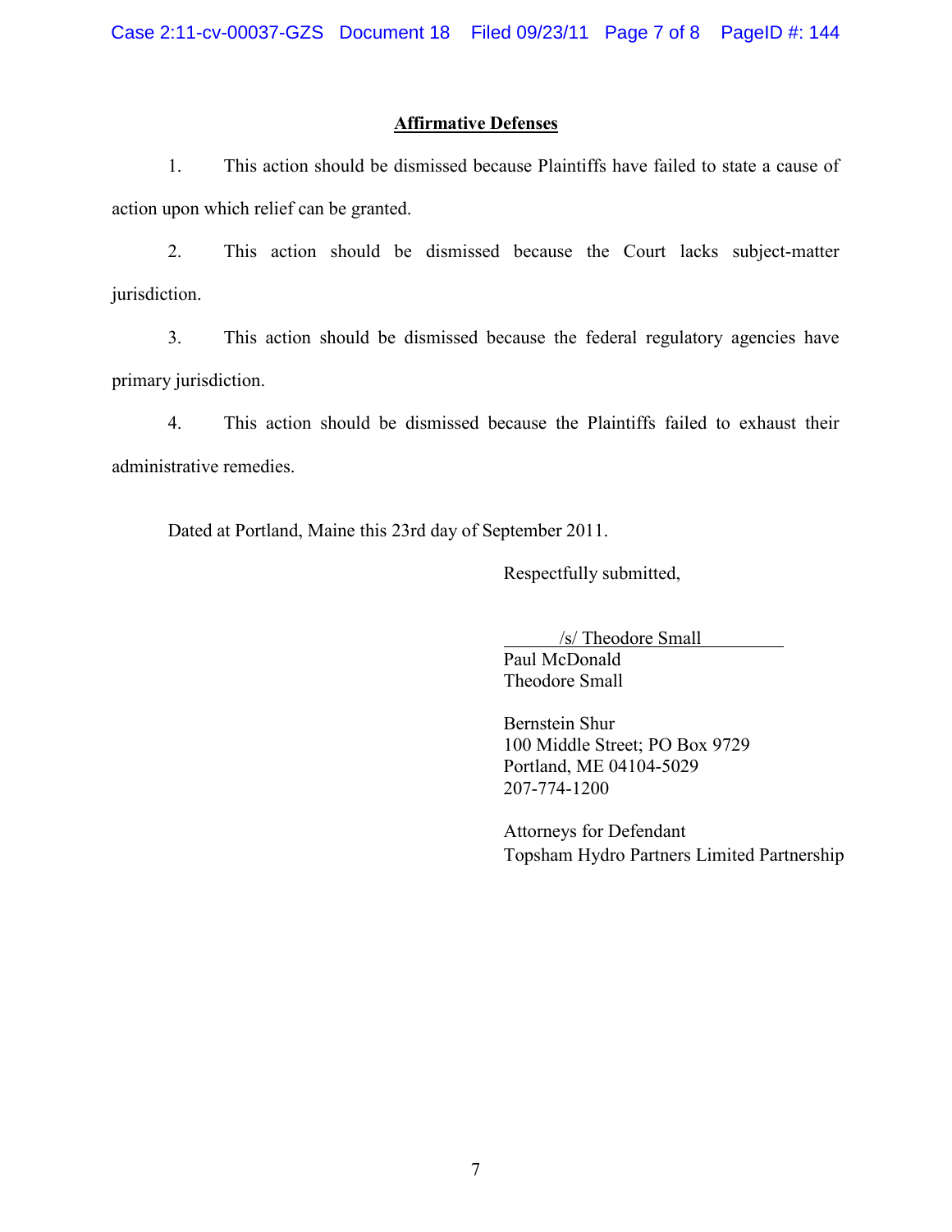## Affirmative Defenses

1. This action should be dismissed because Plaintiffs have failed to state a cause of action upon which relief can be granted.

2. This action should be dismissed because the Court lacks subject-matter jurisdiction.

3. This action should be dismissed because the federal regulatory agencies have primary jurisdiction.

4. This action should be dismissed because the Plaintiffs failed to exhaust their administrative remedies.

Dated at Portland, Maine this 23rd day of September 2011.

Respectfully submitted,

/s/ Theodore Small
Paul McDonald
Theodore Small

Bernstein Shur
100 Middle Street; PO Box 9729
Portland, ME 04104-5029
207-774-1200

Attorneys for Defendant
Topsham Hydro Partners Limited Partnership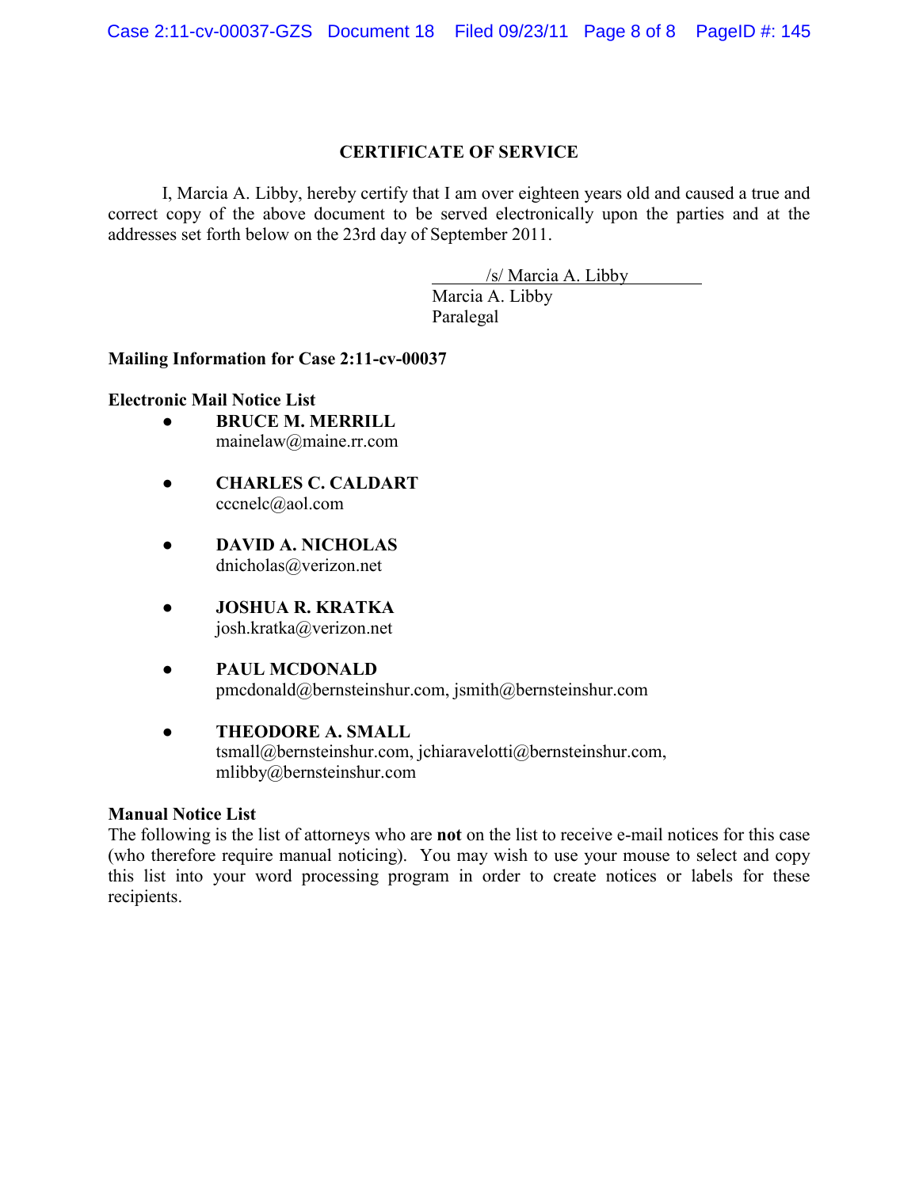## CERTIFICATE OF SERVICE

I, Marcia A. Libby, hereby certify that I am over eighteen years old and caused a true and correct copy of the above document to be served electronically upon the parties and at the addresses set forth below on the 23rd day of September 2011.

/s/ Marcia A. Libby
Marcia A. Libby
Paralegal

**Mailing Information for Case 2:11-cv-00037**

**Electronic Mail Notice List**

- **BRUCE M. MERRILL**
  mainelaw@maine.rr.com

- **CHARLES C. CALDART**
  cccnelc@aol.com

- **DAVID A. NICHOLAS**
  dnicholas@verizon.net

- **JOSHUA R. KRATKA**
  josh.kratka@verizon.net

- **PAUL MCDONALD**
  pmcdonald@bernsteinshur.com, jsmith@bernsteinshur.com

- **THEODORE A. SMALL**
  tsmall@bernsteinshur.com, jchiaravelotti@bernsteinshur.com, mlibby@bernsteinshur.com

**Manual Notice List**

The following is the list of attorneys who are **not** on the list to receive e-mail notices for this case (who therefore require manual noticing). You may wish to use your mouse to select and copy this list into your word processing program in order to create notices or labels for these recipients.